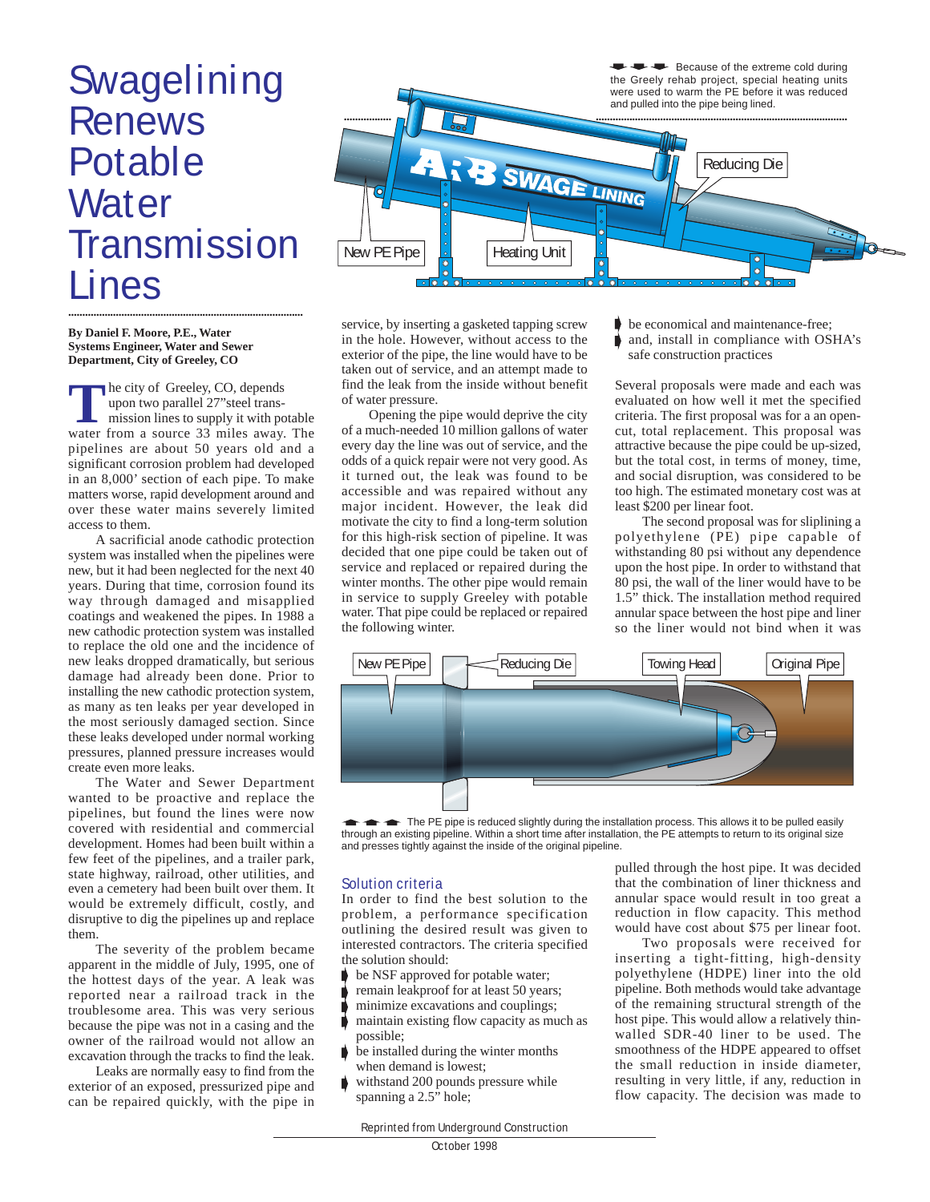# Swagelining Renews Potable Water Transmission Lines

**By Daniel F. Moore, P.E., Water Systems Engineer, Water and Sewer Department, City of Greeley, CO**

Because of the extreme cold during the Greely rehab project, special heating units were used to warm the PE before it was reduced and pulled into the pipe being lined.

The city of Greeley, CO, depends upon two parallel 27"steel transmission lines to supply it with potable water from a source 33 miles away. The pipelines are about 50 years old and a significant corrosion problem had developed in an 8,000' section of each pipe. To make matters worse, rapid development around and over these water mains severely limited access to them.

A sacrificial anode cathodic protection system was installed when the pipelines were new, but it had been neglected for the next 40 years. During that time, corrosion found its way through damaged and misapplied coatings and weakened the pipes. In 1988 a new cathodic protection system was installed to replace the old one and the incidence of new leaks dropped dramatically, but serious damage had already been done. Prior to installing the new cathodic protection system, as many as ten leaks per year developed in the most seriously damaged section. Since these leaks developed under normal working pressures, planned pressure increases would create even more leaks.

The Water and Sewer Department wanted to be proactive and replace the pipelines, but found the lines were now covered with residential and commercial development. Homes had been built within a few feet of the pipelines, and a trailer park, state highway, railroad, other utilities, and even a cemetery had been built over them. It would be extremely difficult, costly, and disruptive to dig the pipelines up and replace them.

The severity of the problem became apparent in the middle of July, 1995, one of the hottest days of the year. A leak was reported near a railroad track in the troublesome area. This was very serious because the pipe was not in a casing and the owner of the railroad would not allow an excavation through the tracks to find the leak.

Leaks are normally easy to find from the exterior of an exposed, pressurized pipe and can be repaired quickly, with the pipe in service, by inserting a gasketed tapping screw in the hole. However, without access to the exterior of the pipe, the line would have to be taken out of service, and an attempt made to find the leak from the inside without benefit of water pressure.

Opening the pipe would deprive the city of a much-needed 10 million gallons of water every day the line was out of service, and the odds of a quick repair were not very good. As it turned out, the leak was found to be accessible and was repaired without any major incident. However, the leak did motivate the city to find a long-term solution for this high-risk section of pipeline. It was decided that one pipe could be taken out of service and replaced or repaired during the winter months. The other pipe would remain in service to supply Greeley with potable water. That pipe could be replaced or repaired the following winter.

## Solution criteria

In order to find the best solution to the problem, a performance specification outlining the desired result was given to interested contractors. The criteria specified the solution should:

- be NSF approved for potable water;
- remain leakproof for at least 50 years;
- minimize excavations and couplings;
- maintain existing flow capacity as much as possible;
- be installed during the winter months when demand is lowest;
- withstand 200 pounds pressure while spanning a 2.5" hole;
- be economical and maintenance-free;
- and, install in compliance with OSHA's safe construction practices

Several proposals were made and each was evaluated on how well it met the specified criteria. The first proposal was for a an open-cut, total replacement. This proposal was attractive because the pipe could be up-sized, but the total cost, in terms of money, time, and social disruption, was considered to be too high. The estimated monetary cost was at least $200 per linear foot.

The second proposal was for sliplining a polyethylene (PE) pipe capable of withstanding 80 psi without any dependence upon the host pipe. In order to withstand that 80 psi, the wall of the liner would have to be 1.5" thick. The installation method required annular space between the host pipe and liner so the liner would not bind when it was pulled through the host pipe. It was decided that the combination of liner thickness and annular space would result in too great a reduction in flow capacity. This method would have cost about $75 per linear foot.

Two proposals were received for inserting a tight-fitting, high-density polyethylene (HDPE) liner into the old pipeline. Both methods would take advantage of the remaining structural strength of the host pipe. This would allow a relatively thin-walled SDR-40 liner to be used. The smoothness of the HDPE appeared to offset the small reduction in inside diameter, resulting in very little, if any, reduction in flow capacity. The decision was made to

The PE pipe is reduced slightly during the installation process. This allows it to be pulled easily through an existing pipeline. Within a short time after installation, the PE attempts to return to its original size and presses tightly against the inside of the original pipeline.

Reprinted from Underground Construction
October 1998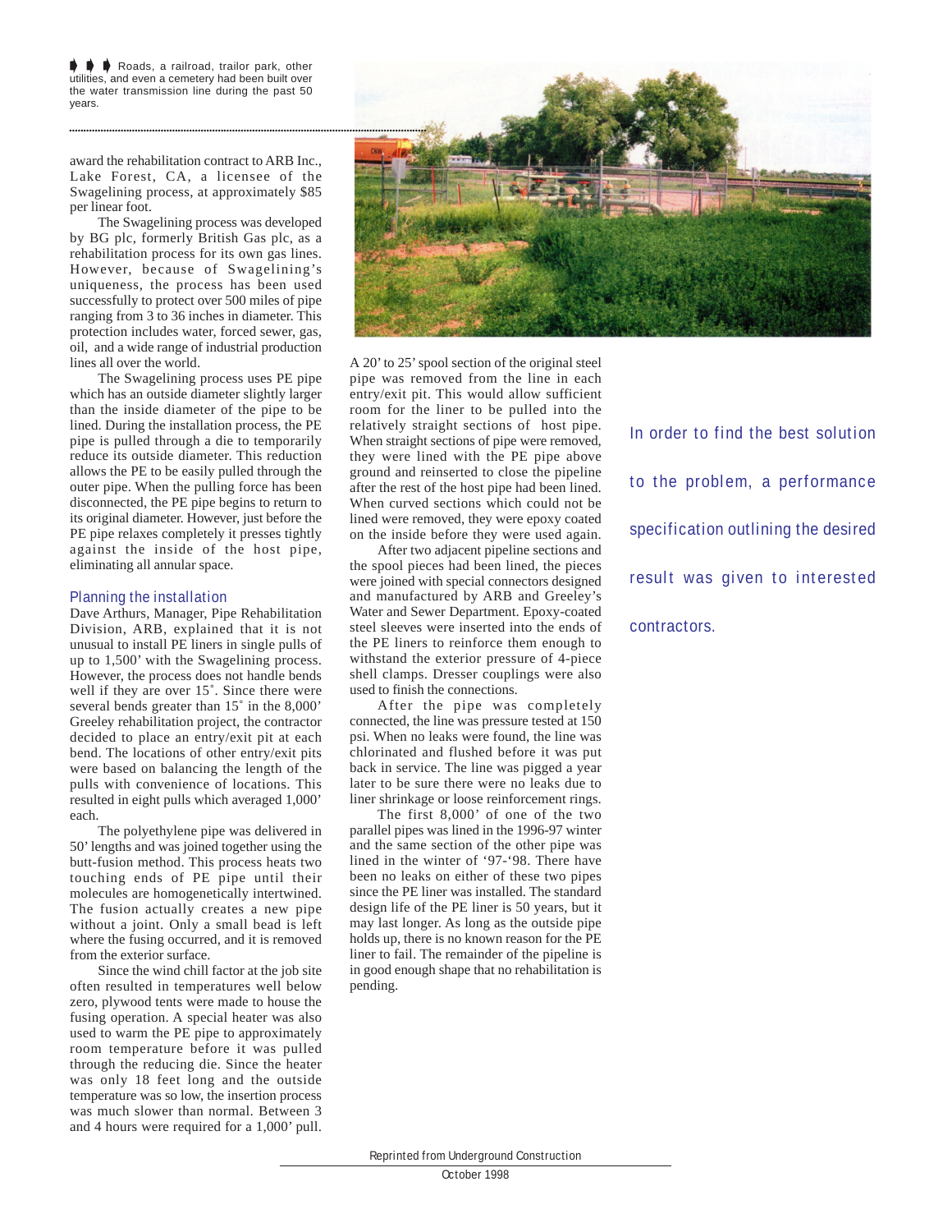Roads, a railroad, trailor park, other utilities, and even a cemetery had been built over the water transmission line during the past 50 years.

award the rehabilitation contract to ARB Inc., Lake Forest, CA, a licensee of the Swagelining process, at approximately $85 per linear foot.

The Swagelining process was developed by BG plc, formerly British Gas plc, as a rehabilitation process for its own gas lines. However, because of Swagelining's uniqueness, the process has been used successfully to protect over 500 miles of pipe ranging from 3 to 36 inches in diameter. This protection includes water, forced sewer, gas, oil, and a wide range of industrial production lines all over the world.

The Swagelining process uses PE pipe which has an outside diameter slightly larger than the inside diameter of the pipe to be lined. During the installation process, the PE pipe is pulled through a die to temporarily reduce its outside diameter. This reduction allows the PE to be easily pulled through the outer pipe. When the pulling force has been disconnected, the PE pipe begins to return to its original diameter. However, just before the PE pipe relaxes completely it presses tightly against the inside of the host pipe, eliminating all annular space.

## Planning the installation

Dave Arthurs, Manager, Pipe Rehabilitation Division, ARB, explained that it is not unusual to install PE liners in single pulls of up to 1,500' with the Swagelining process. However, the process does not handle bends well if they are over 15˚. Since there were several bends greater than 15˚ in the 8,000' Greeley rehabilitation project, the contractor decided to place an entry/exit pit at each bend. The locations of other entry/exit pits were based on balancing the length of the pulls with convenience of locations. This resulted in eight pulls which averaged 1,000' each.

The polyethylene pipe was delivered in 50' lengths and was joined together using the butt-fusion method. This process heats two touching ends of PE pipe until their molecules are homogenetically intertwined. The fusion actually creates a new pipe without a joint. Only a small bead is left where the fusing occurred, and it is removed from the exterior surface.

Since the wind chill factor at the job site often resulted in temperatures well below zero, plywood tents were made to house the fusing operation. A special heater was also used to warm the PE pipe to approximately room temperature before it was pulled through the reducing die. Since the heater was only 18 feet long and the outside temperature was so low, the insertion process was much slower than normal. Between 3 and 4 hours were required for a 1,000' pull.

A 20' to 25' spool section of the original steel pipe was removed from the line in each entry/exit pit. This would allow sufficient room for the liner to be pulled into the relatively straight sections of host pipe. When straight sections of pipe were removed, they were lined with the PE pipe above ground and reinserted to close the pipeline after the rest of the host pipe had been lined. When curved sections which could not be lined were removed, they were epoxy coated on the inside before they were used again.

After two adjacent pipeline sections and the spool pieces had been lined, the pieces were joined with special connectors designed and manufactured by ARB and Greeley's Water and Sewer Department. Epoxy-coated steel sleeves were inserted into the ends of the PE liners to reinforce them enough to withstand the exterior pressure of 4-piece shell clamps. Dresser couplings were also used to finish the connections.

After the pipe was completely connected, the line was pressure tested at 150 psi. When no leaks were found, the line was chlorinated and flushed before it was put back in service. The line was pigged a year later to be sure there were no leaks due to liner shrinkage or loose reinforcement rings.

The first 8,000' of one of the two parallel pipes was lined in the 1996-97 winter and the same section of the other pipe was lined in the winter of '97-'98. There have been no leaks on either of these two pipes since the PE liner was installed. The standard design life of the PE liner is 50 years, but it may last longer. As long as the outside pipe holds up, there is no known reason for the PE liner to fail. The remainder of the pipeline is in good enough shape that no rehabilitation is pending.

In order to find the best solution to the problem, a performance specification outlining the desired result was given to interested contractors.

Reprinted from Underground Construction
October 1998